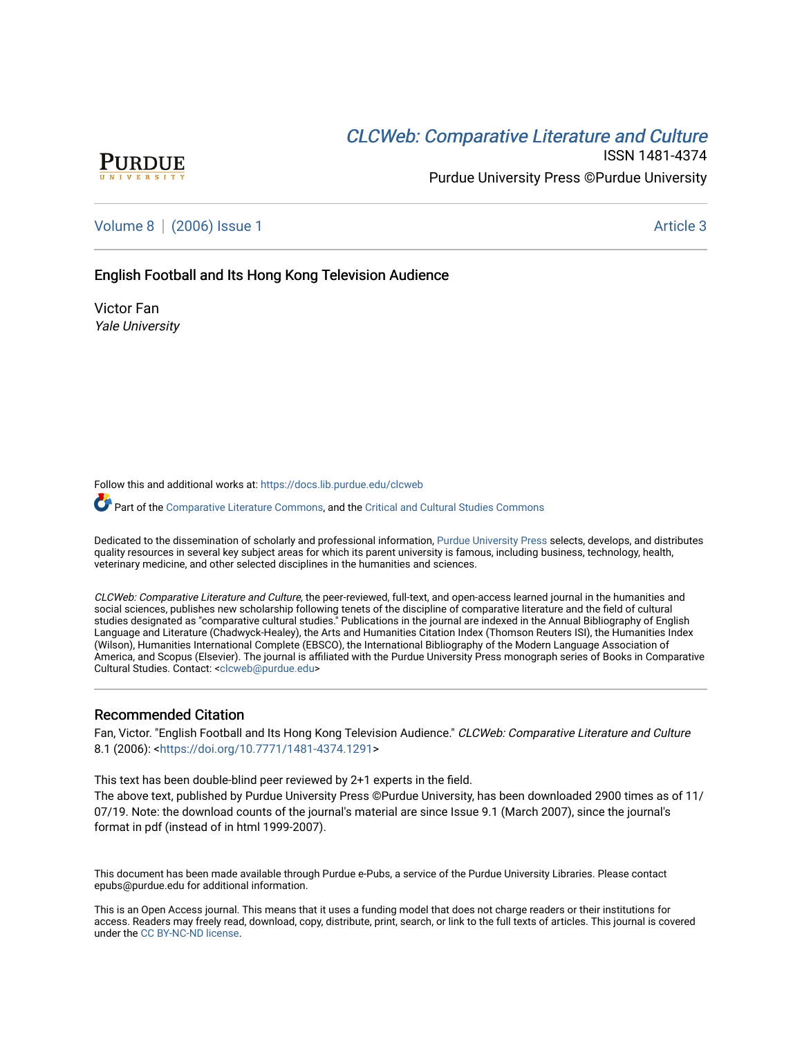[CLCWeb: Comparative Literature and Culture](https://docs.lib.purdue.edu/clcweb)

ISSN 1481-4374

Purdue University Press ©Purdue University

Volume 8 | (2006) Issue 1 — Article 3

# English Football and Its Hong Kong Television Audience

Victor Fan
*Yale University*

Follow this and additional works at: https://docs.lib.purdue.edu/clcweb

Part of the Comparative Literature Commons, and the Critical and Cultural Studies Commons

Dedicated to the dissemination of scholarly and professional information, Purdue University Press selects, develops, and distributes quality resources in several key subject areas for which its parent university is famous, including business, technology, health, veterinary medicine, and other selected disciplines in the humanities and sciences.

*CLCWeb: Comparative Literature and Culture*, the peer-reviewed, full-text, and open-access learned journal in the humanities and social sciences, publishes new scholarship following tenets of the discipline of comparative literature and the field of cultural studies designated as "comparative cultural studies." Publications in the journal are indexed in the Annual Bibliography of English Language and Literature (Chadwyck-Healey), the Arts and Humanities Citation Index (Thomson Reuters ISI), the Humanities Index (Wilson), Humanities International Complete (EBSCO), the International Bibliography of the Modern Language Association of America, and Scopus (Elsevier). The journal is affiliated with the Purdue University Press monograph series of Books in Comparative Cultural Studies. Contact: <clcweb@purdue.edu>

## Recommended Citation

Fan, Victor. "English Football and Its Hong Kong Television Audience." *CLCWeb: Comparative Literature and Culture* 8.1 (2006): <https://doi.org/10.7771/1481-4374.1291>

This text has been double-blind peer reviewed by 2+1 experts in the field.
The above text, published by Purdue University Press ©Purdue University, has been downloaded 2900 times as of 11/07/19. Note: the download counts of the journal's material are since Issue 9.1 (March 2007), since the journal's format in pdf (instead of in html 1999-2007).

This document has been made available through Purdue e-Pubs, a service of the Purdue University Libraries. Please contact epubs@purdue.edu for additional information.

This is an Open Access journal. This means that it uses a funding model that does not charge readers or their institutions for access. Readers may freely read, download, copy, distribute, print, search, or link to the full texts of articles. This journal is covered under the CC BY-NC-ND license.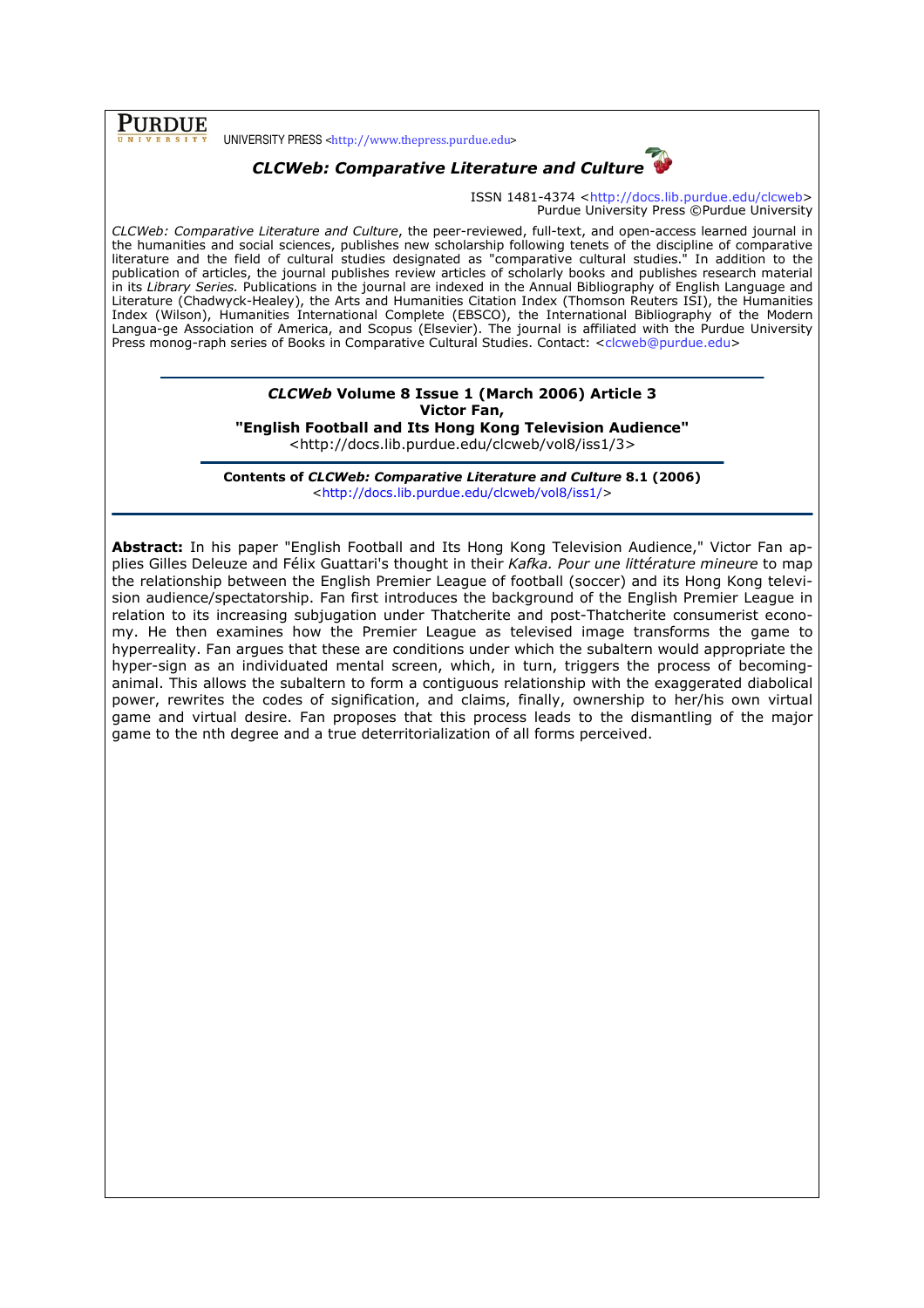PURDUE UNIVERSITY PRESS <http://www.thepress.purdue.edu>

***CLCWeb: Comparative Literature and Culture***

ISSN 1481-4374 <http://docs.lib.purdue.edu/clcweb>
Purdue University Press ©Purdue University

*CLCWeb: Comparative Literature and Culture*, the peer-reviewed, full-text, and open-access learned journal in the humanities and social sciences, publishes new scholarship following tenets of the discipline of comparative literature and the field of cultural studies designated as "comparative cultural studies." In addition to the publication of articles, the journal publishes review articles of scholarly books and publishes research material in its *Library Series.* Publications in the journal are indexed in the Annual Bibliography of English Language and Literature (Chadwyck-Healey), the Arts and Humanities Citation Index (Thomson Reuters ISI), the Humanities Index (Wilson), Humanities International Complete (EBSCO), the International Bibliography of the Modern Langua-ge Association of America, and Scopus (Elsevier). The journal is affiliated with the Purdue University Press monog-raph series of Books in Comparative Cultural Studies. Contact: <clcweb@purdue.edu>

---

**_CLCWeb_ Volume 8 Issue 1 (March 2006) Article 3**
**Victor Fan,**
**"English Football and Its Hong Kong Television Audience"**
<http://docs.lib.purdue.edu/clcweb/vol8/iss1/3>

**Contents of _CLCWeb: Comparative Literature and Culture_ 8.1 (2006)**
<http://docs.lib.purdue.edu/clcweb/vol8/iss1/>

---

**Abstract:** In his paper "English Football and Its Hong Kong Television Audience," Victor Fan applies Gilles Deleuze and Félix Guattari's thought in their *Kafka. Pour une littérature mineure* to map the relationship between the English Premier League of football (soccer) and its Hong Kong television audience/spectatorship. Fan first introduces the background of the English Premier League in relation to its increasing subjugation under Thatcherite and post-Thatcherite consumerist economy. He then examines how the Premier League as televised image transforms the game to hyperreality. Fan argues that these are conditions under which the subaltern would appropriate the hyper-sign as an individuated mental screen, which, in turn, triggers the process of becoming-animal. This allows the subaltern to form a contiguous relationship with the exaggerated diabolical power, rewrites the codes of signification, and claims, finally, ownership to her/his own virtual game and virtual desire. Fan proposes that this process leads to the dismantling of the major game to the nth degree and a true deterritorialization of all forms perceived.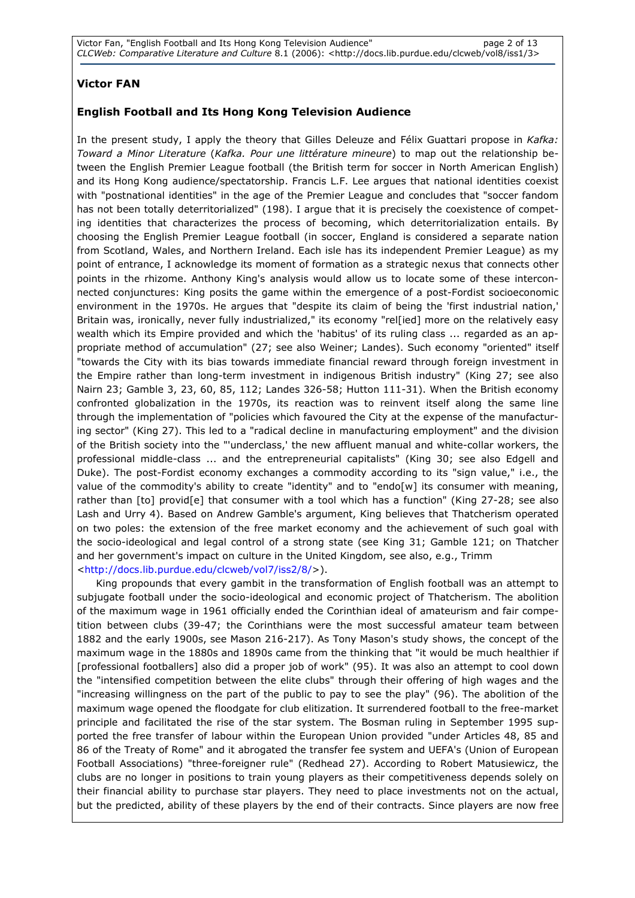**Victor FAN**

**English Football and Its Hong Kong Television Audience**

In the present study, I apply the theory that Gilles Deleuze and Félix Guattari propose in *Kafka: Toward a Minor Literature* (*Kafka. Pour une littérature mineure*) to map out the relationship between the English Premier League football (the British term for soccer in North American English) and its Hong Kong audience/spectatorship. Francis L.F. Lee argues that national identities coexist with "postnational identities" in the age of the Premier League and concludes that "soccer fandom has not been totally deterritorialized" (198). I argue that it is precisely the coexistence of competing identities that characterizes the process of becoming, which deterritorialization entails. By choosing the English Premier League football (in soccer, England is considered a separate nation from Scotland, Wales, and Northern Ireland. Each isle has its independent Premier League) as my point of entrance, I acknowledge its moment of formation as a strategic nexus that connects other points in the rhizome. Anthony King's analysis would allow us to locate some of these interconnected conjunctures: King posits the game within the emergence of a post-Fordist socioeconomic environment in the 1970s. He argues that "despite its claim of being the 'first industrial nation,' Britain was, ironically, never fully industrialized," its economy "rel[ied] more on the relatively easy wealth which its Empire provided and which the 'habitus' of its ruling class ... regarded as an appropriate method of accumulation" (27; see also Weiner; Landes). Such economy "oriented" itself "towards the City with its bias towards immediate financial reward through foreign investment in the Empire rather than long-term investment in indigenous British industry" (King 27; see also Nairn 23; Gamble 3, 23, 60, 85, 112; Landes 326-58; Hutton 111-31). When the British economy confronted globalization in the 1970s, its reaction was to reinvent itself along the same line through the implementation of "policies which favoured the City at the expense of the manufacturing sector" (King 27). This led to a "radical decline in manufacturing employment" and the division of the British society into the "'underclass,' the new affluent manual and white-collar workers, the professional middle-class ... and the entrepreneurial capitalists" (King 30; see also Edgell and Duke). The post-Fordist economy exchanges a commodity according to its "sign value," i.e., the value of the commodity's ability to create "identity" and to "endo[w] its consumer with meaning, rather than [to] provid[e] that consumer with a tool which has a function" (King 27-28; see also Lash and Urry 4). Based on Andrew Gamble's argument, King believes that Thatcherism operated on two poles: the extension of the free market economy and the achievement of such goal with the socio-ideological and legal control of a strong state (see King 31; Gamble 121; on Thatcher and her government's impact on culture in the United Kingdom, see also, e.g., Trimm <http://docs.lib.purdue.edu/clcweb/vol7/iss2/8/>).

King propounds that every gambit in the transformation of English football was an attempt to subjugate football under the socio-ideological and economic project of Thatcherism. The abolition of the maximum wage in 1961 officially ended the Corinthian ideal of amateurism and fair competition between clubs (39-47; the Corinthians were the most successful amateur team between 1882 and the early 1900s, see Mason 216-217). As Tony Mason's study shows, the concept of the maximum wage in the 1880s and 1890s came from the thinking that "it would be much healthier if [professional footballers] also did a proper job of work" (95). It was also an attempt to cool down the "intensified competition between the elite clubs" through their offering of high wages and the "increasing willingness on the part of the public to pay to see the play" (96). The abolition of the maximum wage opened the floodgate for club elitization. It surrendered football to the free-market principle and facilitated the rise of the star system. The Bosman ruling in September 1995 supported the free transfer of labour within the European Union provided "under Articles 48, 85 and 86 of the Treaty of Rome" and it abrogated the transfer fee system and UEFA's (Union of European Football Associations) "three-foreigner rule" (Redhead 27). According to Robert Matusiewicz, the clubs are no longer in positions to train young players as their competitiveness depends solely on their financial ability to purchase star players. They need to place investments not on the actual, but the predicted, ability of these players by the end of their contracts. Since players are now free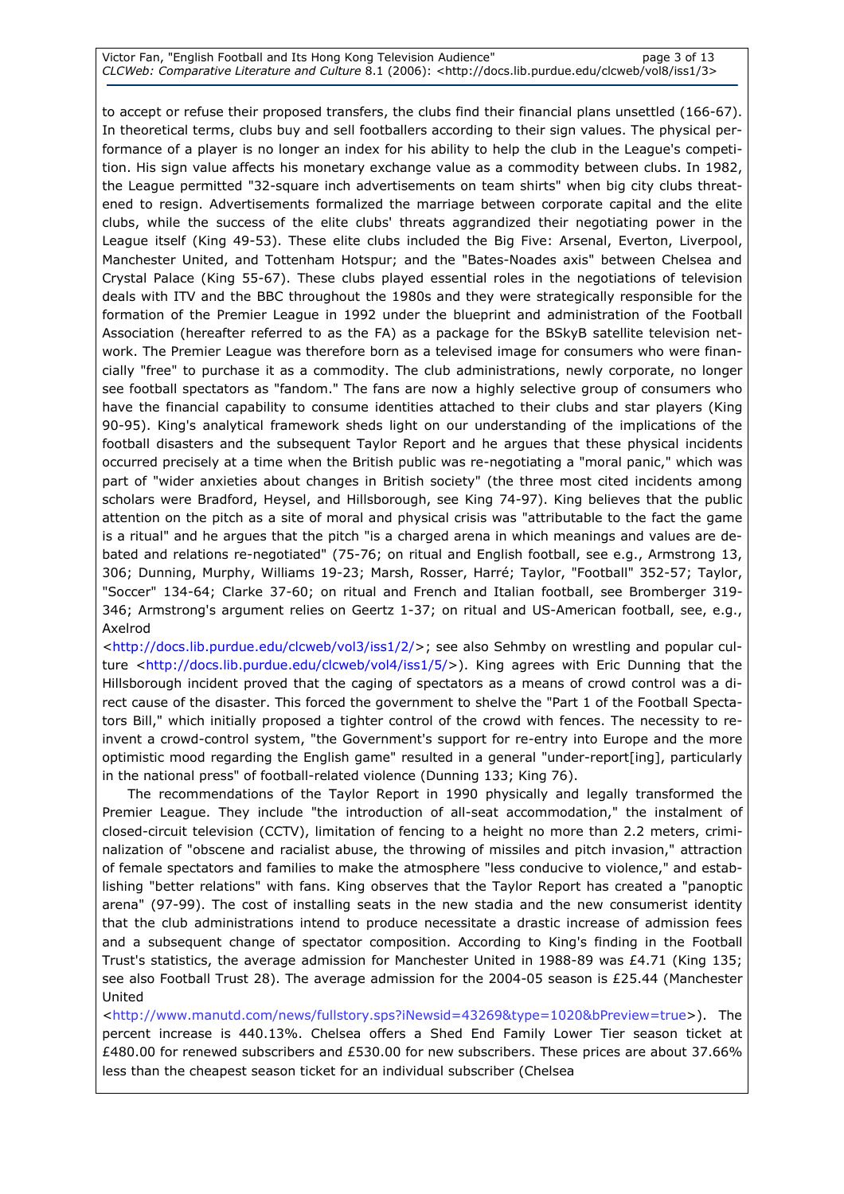to accept or refuse their proposed transfers, the clubs find their financial plans unsettled (166-67). In theoretical terms, clubs buy and sell footballers according to their sign values. The physical performance of a player is no longer an index for his ability to help the club in the League's competition. His sign value affects his monetary exchange value as a commodity between clubs. In 1982, the League permitted "32-square inch advertisements on team shirts" when big city clubs threatened to resign. Advertisements formalized the marriage between corporate capital and the elite clubs, while the success of the elite clubs' threats aggrandized their negotiating power in the League itself (King 49-53). These elite clubs included the Big Five: Arsenal, Everton, Liverpool, Manchester United, and Tottenham Hotspur; and the "Bates-Noades axis" between Chelsea and Crystal Palace (King 55-67). These clubs played essential roles in the negotiations of television deals with ITV and the BBC throughout the 1980s and they were strategically responsible for the formation of the Premier League in 1992 under the blueprint and administration of the Football Association (hereafter referred to as the FA) as a package for the BSkyB satellite television network. The Premier League was therefore born as a televised image for consumers who were financially "free" to purchase it as a commodity. The club administrations, newly corporate, no longer see football spectators as "fandom." The fans are now a highly selective group of consumers who have the financial capability to consume identities attached to their clubs and star players (King 90-95). King's analytical framework sheds light on our understanding of the implications of the football disasters and the subsequent Taylor Report and he argues that these physical incidents occurred precisely at a time when the British public was re-negotiating a "moral panic," which was part of "wider anxieties about changes in British society" (the three most cited incidents among scholars were Bradford, Heysel, and Hillsborough, see King 74-97). King believes that the public attention on the pitch as a site of moral and physical crisis was "attributable to the fact the game is a ritual" and he argues that the pitch "is a charged arena in which meanings and values are debated and relations re-negotiated" (75-76; on ritual and English football, see e.g., Armstrong 13, 306; Dunning, Murphy, Williams 19-23; Marsh, Rosser, Harré; Taylor, "Football" 352-57; Taylor, "Soccer" 134-64; Clarke 37-60; on ritual and French and Italian football, see Bromberger 319-346; Armstrong's argument relies on Geertz 1-37; on ritual and US-American football, see, e.g., Axelrod <http://docs.lib.purdue.edu/clcweb/vol3/iss1/2/>; see also Sehmby on wrestling and popular culture <http://docs.lib.purdue.edu/clcweb/vol4/iss1/5/>). King agrees with Eric Dunning that the Hillsborough incident proved that the caging of spectators as a means of crowd control was a direct cause of the disaster. This forced the government to shelve the "Part 1 of the Football Spectators Bill," which initially proposed a tighter control of the crowd with fences. The necessity to re-invent a crowd-control system, "the Government's support for re-entry into Europe and the more optimistic mood regarding the English game" resulted in a general "under-report[ing], particularly in the national press" of football-related violence (Dunning 133; King 76).

The recommendations of the Taylor Report in 1990 physically and legally transformed the Premier League. They include "the introduction of all-seat accommodation," the instalment of closed-circuit television (CCTV), limitation of fencing to a height no more than 2.2 meters, criminalization of "obscene and racialist abuse, the throwing of missiles and pitch invasion," attraction of female spectators and families to make the atmosphere "less conducive to violence," and establishing "better relations" with fans. King observes that the Taylor Report has created a "panoptic arena" (97-99). The cost of installing seats in the new stadia and the new consumerist identity that the club administrations intend to produce necessitate a drastic increase of admission fees and a subsequent change of spectator composition. According to King's finding in the Football Trust's statistics, the average admission for Manchester United in 1988-89 was £4.71 (King 135; see also Football Trust 28). The average admission for the 2004-05 season is £25.44 (Manchester United <http://www.manutd.com/news/fullstory.sps?iNewsid=43269&type=1020&bPreview=true>). The percent increase is 440.13%. Chelsea offers a Shed End Family Lower Tier season ticket at £480.00 for renewed subscribers and £530.00 for new subscribers. These prices are about 37.66% less than the cheapest season ticket for an individual subscriber (Chelsea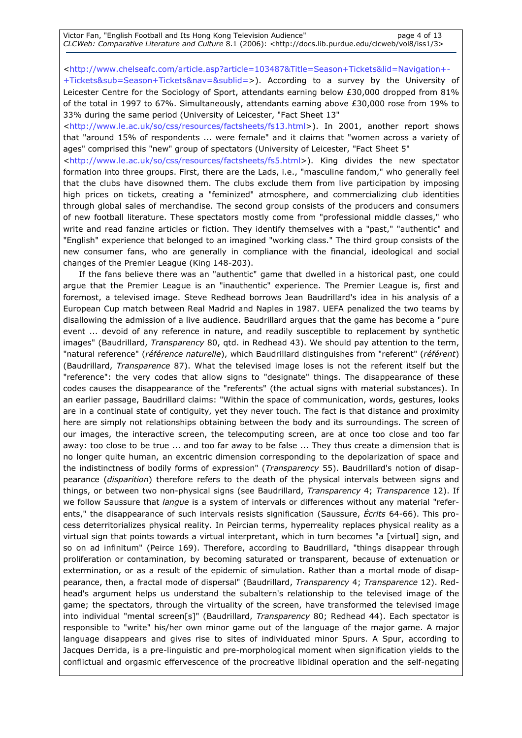<http://www.chelseafc.com/article.asp?article=103487&Title=Season+Tickets&lid=Navigation+-+Tickets&sub=Season+Tickets&nav=&sublid=>). According to a survey by the University of Leicester Centre for the Sociology of Sport, attendants earning below £30,000 dropped from 81% of the total in 1997 to 67%. Simultaneously, attendants earning above £30,000 rose from 19% to 33% during the same period (University of Leicester, "Fact Sheet 13" <http://www.le.ac.uk/so/css/resources/factsheets/fs13.html>). In 2001, another report shows that "around 15% of respondents ... were female" and it claims that "women across a variety of ages" comprised this "new" group of spectators (University of Leicester, "Fact Sheet 5" <http://www.le.ac.uk/so/css/resources/factsheets/fs5.html>). King divides the new spectator formation into three groups. First, there are the Lads, i.e., "masculine fandom," who generally feel that the clubs have disowned them. The clubs exclude them from live participation by imposing high prices on tickets, creating a "feminized" atmosphere, and commercializing club identities through global sales of merchandise. The second group consists of the producers and consumers of new football literature. These spectators mostly come from "professional middle classes," who write and read fanzine articles or fiction. They identify themselves with a "past," "authentic" and "English" experience that belonged to an imagined "working class." The third group consists of the new consumer fans, who are generally in compliance with the financial, ideological and social changes of the Premier League (King 148-203).

If the fans believe there was an "authentic" game that dwelled in a historical past, one could argue that the Premier League is an "inauthentic" experience. The Premier League is, first and foremost, a televised image. Steve Redhead borrows Jean Baudrillard's idea in his analysis of a European Cup match between Real Madrid and Naples in 1987. UEFA penalized the two teams by disallowing the admission of a live audience. Baudrillard argues that the game has become a "pure event ... devoid of any reference in nature, and readily susceptible to replacement by synthetic images" (Baudrillard, *Transparency* 80, qtd. in Redhead 43). We should pay attention to the term, "natural reference" (*référence naturelle*), which Baudrillard distinguishes from "referent" (*référent*) (Baudrillard, *Transparence* 87). What the televised image loses is not the referent itself but the "reference": the very codes that allow signs to "designate" things. The disappearance of these codes causes the disappearance of the "referents" (the actual signs with material substances). In an earlier passage, Baudrillard claims: "Within the space of communication, words, gestures, looks are in a continual state of contiguity, yet they never touch. The fact is that distance and proximity here are simply not relationships obtaining between the body and its surroundings. The screen of our images, the interactive screen, the telecomputing screen, are at once too close and too far away: too close to be true ... and too far away to be false ... They thus create a dimension that is no longer quite human, an excentric dimension corresponding to the depolarization of space and the indistinctness of bodily forms of expression" (*Transparency* 55). Baudrillard's notion of disappearance (*disparition*) therefore refers to the death of the physical intervals between signs and things, or between two non-physical signs (see Baudrillard, *Transparency* 4; *Transparence* 12). If we follow Saussure that *langue* is a system of intervals or differences without any material "referents," the disappearance of such intervals resists signification (Saussure, *Écrits* 64-66). This process deterritorializes physical reality. In Peircian terms, hyperreality replaces physical reality as a virtual sign that points towards a virtual interpretant, which in turn becomes "a [virtual] sign, and so on ad infinitum" (Peirce 169). Therefore, according to Baudrillard, "things disappear through proliferation or contamination, by becoming saturated or transparent, because of extenuation or extermination, or as a result of the epidemic of simulation. Rather than a mortal mode of disappearance, then, a fractal mode of dispersal" (Baudrillard, *Transparency* 4; *Transparence* 12). Redhead's argument helps us understand the subaltern's relationship to the televised image of the game; the spectators, through the virtuality of the screen, have transformed the televised image into individual "mental screen[s]" (Baudrillard, *Transparency* 80; Redhead 44). Each spectator is responsible to "write" his/her own minor game out of the language of the major game. A major language disappears and gives rise to sites of individuated minor Spurs. A Spur, according to Jacques Derrida, is a pre-linguistic and pre-morphological moment when signification yields to the conflictual and orgasmic effervescence of the procreative libidinal operation and the self-negating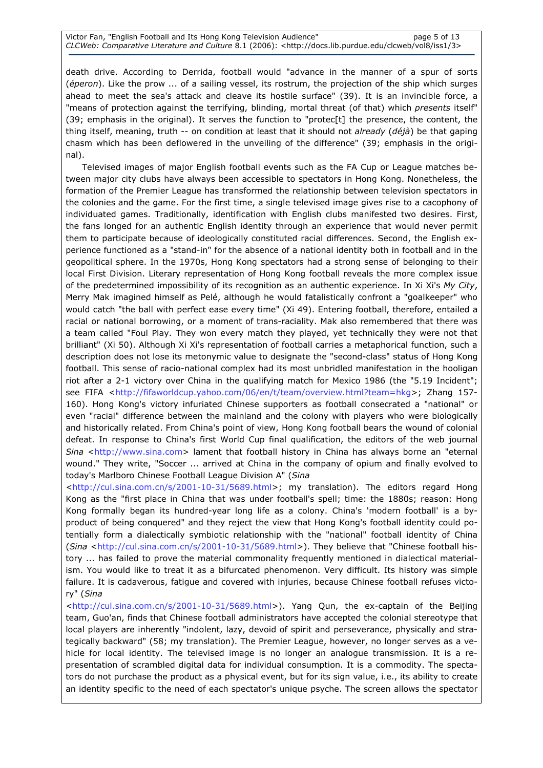death drive. According to Derrida, football would "advance in the manner of a spur of sorts (*éperon*). Like the prow ... of a sailing vessel, its rostrum, the projection of the ship which surges ahead to meet the sea's attack and cleave its hostile surface" (39). It is an invincible force, a "means of protection against the terrifying, blinding, mortal threat (of that) which *presents* itself" (39; emphasis in the original). It serves the function to "protec[t] the presence, the content, the thing itself, meaning, truth -- on condition at least that it should not *already* (*déjà*) be that gaping chasm which has been deflowered in the unveiling of the difference" (39; emphasis in the original).

Televised images of major English football events such as the FA Cup or League matches between major city clubs have always been accessible to spectators in Hong Kong. Nonetheless, the formation of the Premier League has transformed the relationship between television spectators in the colonies and the game. For the first time, a single televised image gives rise to a cacophony of individuated games. Traditionally, identification with English clubs manifested two desires. First, the fans longed for an authentic English identity through an experience that would never permit them to participate because of ideologically constituted racial differences. Second, the English experience functioned as a "stand-in" for the absence of a national identity both in football and in the geopolitical sphere. In the 1970s, Hong Kong spectators had a strong sense of belonging to their local First Division. Literary representation of Hong Kong football reveals the more complex issue of the predetermined impossibility of its recognition as an authentic experience. In Xi Xi's *My City*, Merry Mak imagined himself as Pelé, although he would fatalistically confront a "goalkeeper" who would catch "the ball with perfect ease every time" (Xi 49). Entering football, therefore, entailed a racial or national borrowing, or a moment of trans-raciality. Mak also remembered that there was a team called "Foul Play. They won every match they played, yet technically they were not that brilliant" (Xi 50). Although Xi Xi's representation of football carries a metaphorical function, such a description does not lose its metonymic value to designate the "second-class" status of Hong Kong football. This sense of racio-national complex had its most unbridled manifestation in the hooligan riot after a 2-1 victory over China in the qualifying match for Mexico 1986 (the "5.19 Incident"; see FIFA <http://fifaworldcup.yahoo.com/06/en/t/team/overview.html?team=hkg>; Zhang 157-160). Hong Kong's victory infuriated Chinese supporters as football consecrated a "national" or even "racial" difference between the mainland and the colony with players who were biologically and historically related. From China's point of view, Hong Kong football bears the wound of colonial defeat. In response to China's first World Cup final qualification, the editors of the web journal *Sina* <http://www.sina.com> lament that football history in China has always borne an "eternal wound." They write, "Soccer ... arrived at China in the company of opium and finally evolved to today's Marlboro Chinese Football League Division A" (*Sina* <http://cul.sina.com.cn/s/2001-10-31/5689.html>; my translation). The editors regard Hong Kong as the "first place in China that was under football's spell; time: the 1880s; reason: Hong Kong formally began its hundred-year long life as a colony. China's 'modern football' is a by-product of being conquered" and they reject the view that Hong Kong's football identity could potentially form a dialectically symbiotic relationship with the "national" football identity of China (*Sina* <http://cul.sina.com.cn/s/2001-10-31/5689.html>). They believe that "Chinese football history ... has failed to prove the material commonality frequently mentioned in dialectical materialism. You would like to treat it as a bifurcated phenomenon. Very difficult. Its history was simple failure. It is cadaverous, fatigue and covered with injuries, because Chinese football refuses victory" (*Sina* <http://cul.sina.com.cn/s/2001-10-31/5689.html>). Yang Qun, the ex-captain of the Beijing team, Guo'an, finds that Chinese football administrators have accepted the colonial stereotype that local players are inherently "indolent, lazy, devoid of spirit and perseverance, physically and strategically backward" (58; my translation). The Premier League, however, no longer serves as a vehicle for local identity. The televised image is no longer an analogue transmission. It is a representation of scrambled digital data for individual consumption. It is a commodity. The spectators do not purchase the product as a physical event, but for its sign value, i.e., its ability to create an identity specific to the need of each spectator's unique psyche. The screen allows the spectator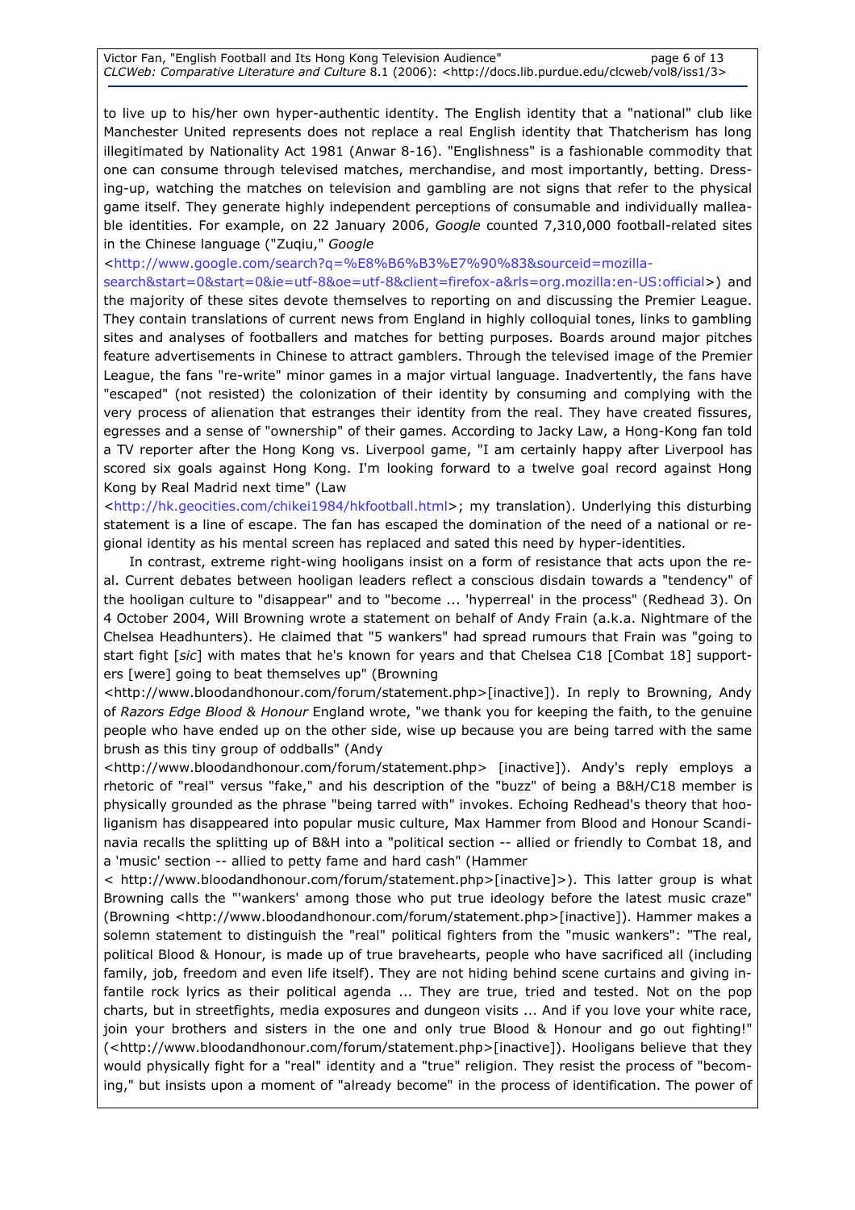to live up to his/her own hyper-authentic identity. The English identity that a "national" club like Manchester United represents does not replace a real English identity that Thatcherism has long illegitimated by Nationality Act 1981 (Anwar 8-16). "Englishness" is a fashionable commodity that one can consume through televised matches, merchandise, and most importantly, betting. Dressing-up, watching the matches on television and gambling are not signs that refer to the physical game itself. They generate highly independent perceptions of consumable and individually malleable identities. For example, on 22 January 2006, *Google* counted 7,310,000 football-related sites in the Chinese language ("Zuqiu," *Google* <http://www.google.com/search?q=%E8%B6%B3%E7%90%83&sourceid=mozilla-search&start=0&start=0&ie=utf-8&oe=utf-8&client=firefox-a&rls=org.mozilla:en-US:official>) and the majority of these sites devote themselves to reporting on and discussing the Premier League. They contain translations of current news from England in highly colloquial tones, links to gambling sites and analyses of footballers and matches for betting purposes. Boards around major pitches feature advertisements in Chinese to attract gamblers. Through the televised image of the Premier League, the fans "re-write" minor games in a major virtual language. Inadvertently, the fans have "escaped" (not resisted) the colonization of their identity by consuming and complying with the very process of alienation that estranges their identity from the real. They have created fissures, egresses and a sense of "ownership" of their games. According to Jacky Law, a Hong-Kong fan told a TV reporter after the Hong Kong vs. Liverpool game, "I am certainly happy after Liverpool has scored six goals against Hong Kong. I'm looking forward to a twelve goal record against Hong Kong by Real Madrid next time" (Law <http://hk.geocities.com/chikei1984/hkfootball.html>; my translation). Underlying this disturbing statement is a line of escape. The fan has escaped the domination of the need of a national or regional identity as his mental screen has replaced and sated this need by hyper-identities.

In contrast, extreme right-wing hooligans insist on a form of resistance that acts upon the real. Current debates between hooligan leaders reflect a conscious disdain towards a "tendency" of the hooligan culture to "disappear" and to "become ... 'hyperreal' in the process" (Redhead 3). On 4 October 2004, Will Browning wrote a statement on behalf of Andy Frain (a.k.a. Nightmare of the Chelsea Headhunters). He claimed that "5 wankers" had spread rumours that Frain was "going to start fight [*sic*] with mates that he's known for years and that Chelsea C18 [Combat 18] supporters [were] going to beat themselves up" (Browning <http://www.bloodandhonour.com/forum/statement.php>[inactive]). In reply to Browning, Andy of *Razors Edge Blood & Honour* England wrote, "we thank you for keeping the faith, to the genuine people who have ended up on the other side, wise up because you are being tarred with the same brush as this tiny group of oddballs" (Andy <http://www.bloodandhonour.com/forum/statement.php> [inactive]). Andy's reply employs a rhetoric of "real" versus "fake," and his description of the "buzz" of being a B&H/C18 member is physically grounded as the phrase "being tarred with" invokes. Echoing Redhead's theory that hooliganism has disappeared into popular music culture, Max Hammer from Blood and Honour Scandinavia recalls the splitting up of B&H into a "political section -- allied or friendly to Combat 18, and a 'music' section -- allied to petty fame and hard cash" (Hammer < http://www.bloodandhonour.com/forum/statement.php>[inactive]>). This latter group is what Browning calls the "'wankers' among those who put true ideology before the latest music craze" (Browning <http://www.bloodandhonour.com/forum/statement.php>[inactive]). Hammer makes a solemn statement to distinguish the "real" political fighters from the "music wankers": "The real, political Blood & Honour, is made up of true bravehearts, people who have sacrificed all (including family, job, freedom and even life itself). They are not hiding behind scene curtains and giving infantile rock lyrics as their political agenda ... They are true, tried and tested. Not on the pop charts, but in streetfights, media exposures and dungeon visits ... And if you love your white race, join your brothers and sisters in the one and only true Blood & Honour and go out fighting!" (<http://www.bloodandhonour.com/forum/statement.php>[inactive]). Hooligans believe that they would physically fight for a "real" identity and a "true" religion. They resist the process of "becoming," but insists upon a moment of "already become" in the process of identification. The power of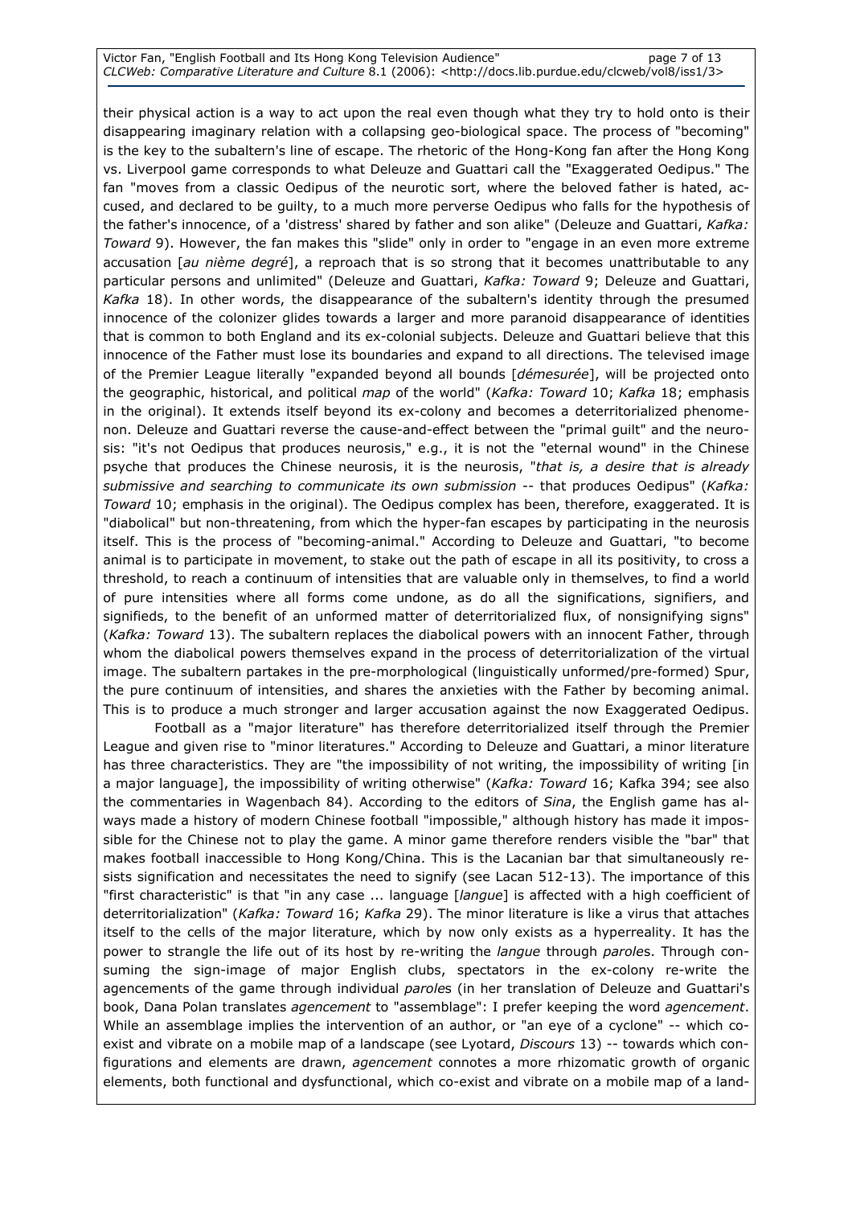their physical action is a way to act upon the real even though what they try to hold onto is their disappearing imaginary relation with a collapsing geo-biological space. The process of "becoming" is the key to the subaltern's line of escape. The rhetoric of the Hong-Kong fan after the Hong Kong vs. Liverpool game corresponds to what Deleuze and Guattari call the "Exaggerated Oedipus." The fan "moves from a classic Oedipus of the neurotic sort, where the beloved father is hated, accused, and declared to be guilty, to a much more perverse Oedipus who falls for the hypothesis of the father's innocence, of a 'distress' shared by father and son alike" (Deleuze and Guattari, *Kafka: Toward* 9). However, the fan makes this "slide" only in order to "engage in an even more extreme accusation [*au nième degré*], a reproach that is so strong that it becomes unattributable to any particular persons and unlimited" (Deleuze and Guattari, *Kafka: Toward* 9; Deleuze and Guattari, *Kafka* 18). In other words, the disappearance of the subaltern's identity through the presumed innocence of the colonizer glides towards a larger and more paranoid disappearance of identities that is common to both England and its ex-colonial subjects. Deleuze and Guattari believe that this innocence of the Father must lose its boundaries and expand to all directions. The televised image of the Premier League literally "expanded beyond all bounds [*démesurée*], will be projected onto the geographic, historical, and political *map* of the world" (*Kafka: Toward* 10; *Kafka* 18; emphasis in the original). It extends itself beyond its ex-colony and becomes a deterritorialized phenomenon. Deleuze and Guattari reverse the cause-and-effect between the "primal guilt" and the neurosis: "it's not Oedipus that produces neurosis," e.g., it is not the "eternal wound" in the Chinese psyche that produces the Chinese neurosis, it is the neurosis, "*that is, a desire that is already submissive and searching to communicate its own submission* -- that produces Oedipus" (*Kafka: Toward* 10; emphasis in the original). The Oedipus complex has been, therefore, exaggerated. It is "diabolical" but non-threatening, from which the hyper-fan escapes by participating in the neurosis itself. This is the process of "becoming-animal." According to Deleuze and Guattari, "to become animal is to participate in movement, to stake out the path of escape in all its positivity, to cross a threshold, to reach a continuum of intensities that are valuable only in themselves, to find a world of pure intensities where all forms come undone, as do all the significations, signifiers, and signifieds, to the benefit of an unformed matter of deterritorialized flux, of nonsignifying signs" (*Kafka: Toward* 13). The subaltern replaces the diabolical powers with an innocent Father, through whom the diabolical powers themselves expand in the process of deterritorialization of the virtual image. The subaltern partakes in the pre-morphological (linguistically unformed/pre-formed) Spur, the pure continuum of intensities, and shares the anxieties with the Father by becoming animal. This is to produce a much stronger and larger accusation against the now Exaggerated Oedipus.

Football as a "major literature" has therefore deterritorialized itself through the Premier League and given rise to "minor literatures." According to Deleuze and Guattari, a minor literature has three characteristics. They are "the impossibility of not writing, the impossibility of writing [in a major language], the impossibility of writing otherwise" (*Kafka: Toward* 16; Kafka 394; see also the commentaries in Wagenbach 84). According to the editors of *Sina*, the English game has always made a history of modern Chinese football "impossible," although history has made it impossible for the Chinese not to play the game. A minor game therefore renders visible the "bar" that makes football inaccessible to Hong Kong/China. This is the Lacanian bar that simultaneously resists signification and necessitates the need to signify (see Lacan 512-13). The importance of this "first characteristic" is that "in any case ... language [*langue*] is affected with a high coefficient of deterritorialization" (*Kafka: Toward* 16; *Kafka* 29). The minor literature is like a virus that attaches itself to the cells of the major literature, which by now only exists as a hyperreality. It has the power to strangle the life out of its host by re-writing the *langue* through *parole*s. Through consuming the sign-image of major English clubs, spectators in the ex-colony re-write the agencements of the game through individual *parole*s (in her translation of Deleuze and Guattari's book, Dana Polan translates *agencement* to "assemblage": I prefer keeping the word *agencement*. While an assemblage implies the intervention of an author, or "an eye of a cyclone" -- which co-exist and vibrate on a mobile map of a landscape (see Lyotard, *Discours* 13) -- towards which configurations and elements are drawn, *agencement* connotes a more rhizomatic growth of organic elements, both functional and dysfunctional, which co-exist and vibrate on a mobile map of a land-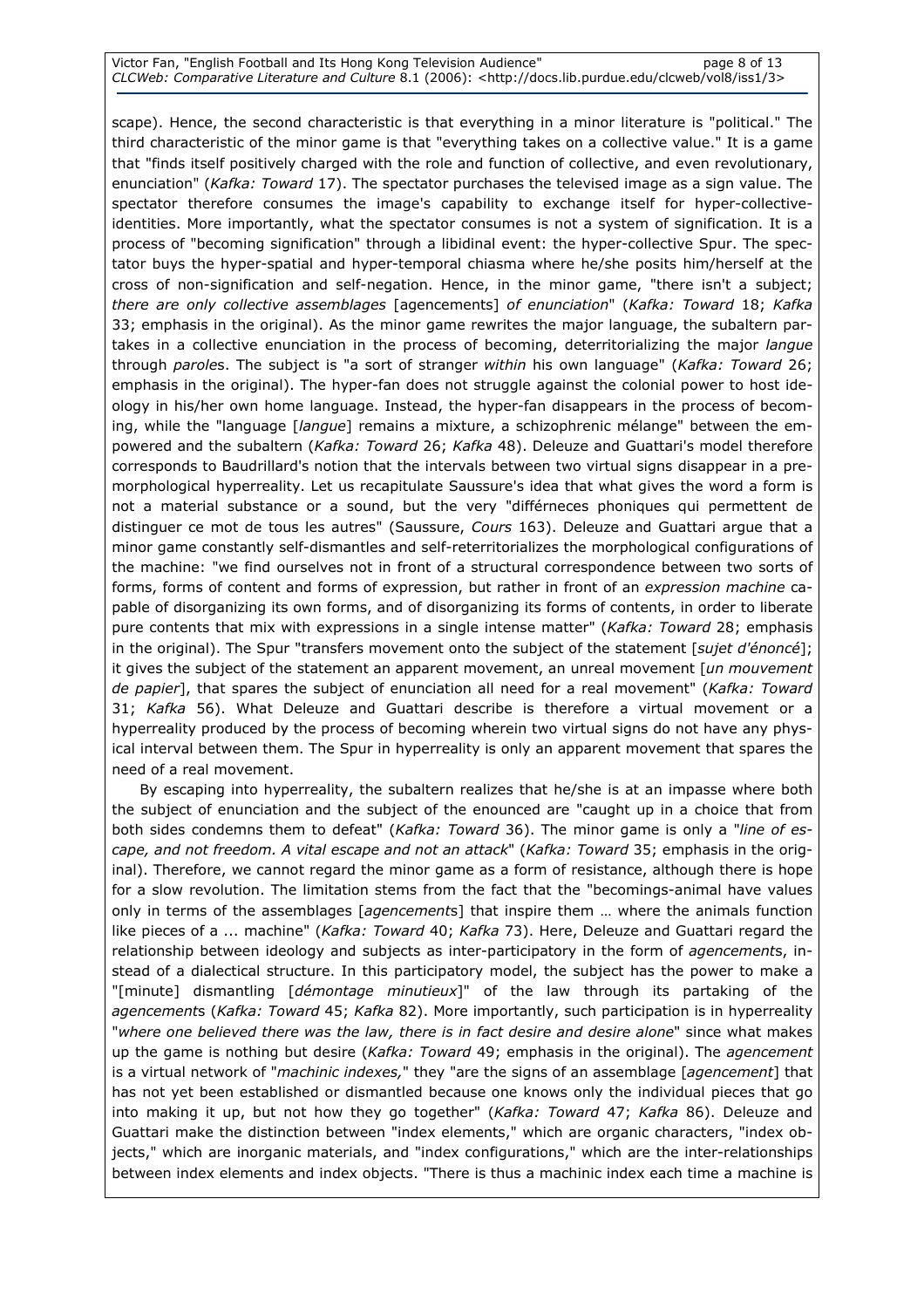scape). Hence, the second characteristic is that everything in a minor literature is "political." The third characteristic of the minor game is that "everything takes on a collective value." It is a game that "finds itself positively charged with the role and function of collective, and even revolutionary, enunciation" (*Kafka: Toward* 17). The spectator purchases the televised image as a sign value. The spectator therefore consumes the image's capability to exchange itself for hyper-collective-identities. More importantly, what the spectator consumes is not a system of signification. It is a process of "becoming signification" through a libidinal event: the hyper-collective Spur. The spectator buys the hyper-spatial and hyper-temporal chiasma where he/she posits him/herself at the cross of non-signification and self-negation. Hence, in the minor game, "there isn't a subject; *there are only collective assemblages* [agencements] *of enunciation*" (*Kafka: Toward* 18; *Kafka* 33; emphasis in the original). As the minor game rewrites the major language, the subaltern partakes in a collective enunciation in the process of becoming, deterritorializing the major *langue* through *parole*s. The subject is "a sort of stranger *within* his own language" (*Kafka: Toward* 26; emphasis in the original). The hyper-fan does not struggle against the colonial power to host ideology in his/her own home language. Instead, the hyper-fan disappears in the process of becoming, while the "language [*langue*] remains a mixture, a schizophrenic mélange" between the empowered and the subaltern (*Kafka: Toward* 26; *Kafka* 48). Deleuze and Guattari's model therefore corresponds to Baudrillard's notion that the intervals between two virtual signs disappear in a pre-morphological hyperreality. Let us recapitulate Saussure's idea that what gives the word a form is not a material substance or a sound, but the very "différneces phoniques qui permettent de distinguer ce mot de tous les autres" (Saussure, *Cours* 163). Deleuze and Guattari argue that a minor game constantly self-dismantles and self-reterritorializes the morphological configurations of the machine: "we find ourselves not in front of a structural correspondence between two sorts of forms, forms of content and forms of expression, but rather in front of an *expression machine* capable of disorganizing its own forms, and of disorganizing its forms of contents, in order to liberate pure contents that mix with expressions in a single intense matter" (*Kafka: Toward* 28; emphasis in the original). The Spur "transfers movement onto the subject of the statement [*sujet d'énoncé*]; it gives the subject of the statement an apparent movement, an unreal movement [*un mouvement de papier*], that spares the subject of enunciation all need for a real movement" (*Kafka: Toward* 31; *Kafka* 56). What Deleuze and Guattari describe is therefore a virtual movement or a hyperreality produced by the process of becoming wherein two virtual signs do not have any physical interval between them. The Spur in hyperreality is only an apparent movement that spares the need of a real movement.

By escaping into hyperreality, the subaltern realizes that he/she is at an impasse where both the subject of enunciation and the subject of the enounced are "caught up in a choice that from both sides condemns them to defeat" (*Kafka: Toward* 36). The minor game is only a "*line of escape, and not freedom. A vital escape and not an attack*" (*Kafka: Toward* 35; emphasis in the original). Therefore, we cannot regard the minor game as a form of resistance, although there is hope for a slow revolution. The limitation stems from the fact that the "becomings-animal have values only in terms of the assemblages [*agencement*s] that inspire them … where the animals function like pieces of a ... machine" (*Kafka: Toward* 40; *Kafka* 73). Here, Deleuze and Guattari regard the relationship between ideology and subjects as inter-participatory in the form of *agencement*s, instead of a dialectical structure. In this participatory model, the subject has the power to make a "[minute] dismantling [*démontage minutieux*]" of the law through its partaking of the *agencement*s (*Kafka: Toward* 45; *Kafka* 82). More importantly, such participation is in hyperreality "*where one believed there was the law, there is in fact desire and desire alone*" since what makes up the game is nothing but desire (*Kafka: Toward* 49; emphasis in the original). The *agencement* is a virtual network of "*machinic indexes,*" they "are the signs of an assemblage [*agencement*] that has not yet been established or dismantled because one knows only the individual pieces that go into making it up, but not how they go together" (*Kafka: Toward* 47; *Kafka* 86). Deleuze and Guattari make the distinction between "index elements," which are organic characters, "index objects," which are inorganic materials, and "index configurations," which are the inter-relationships between index elements and index objects. "There is thus a machinic index each time a machine is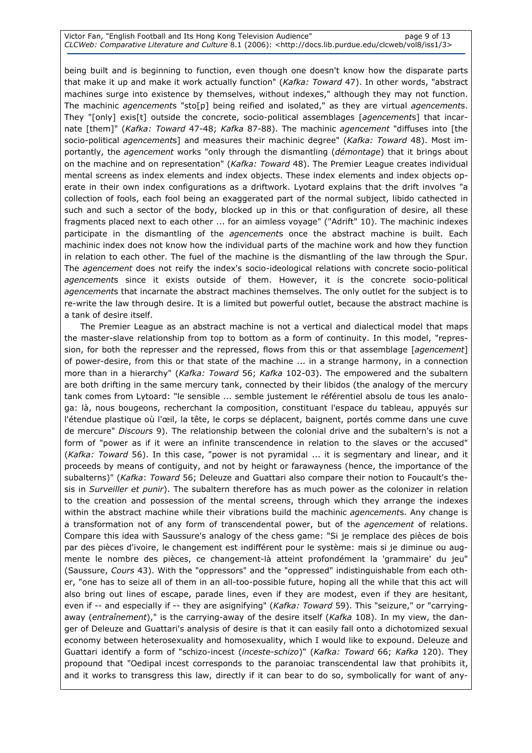being built and is beginning to function, even though one doesn't know how the disparate parts that make it up and make it work actually function" (*Kafka: Toward* 47). In other words, "abstract machines surge into existence by themselves, without indexes," although they may not function. The machinic *agencement*s "sto[p] being reified and isolated," as they are virtual *agencement*s. They "[only] exis[t] outside the concrete, socio-political assemblages [*agencement*s] that incarnate [them]" (*Kafka: Toward* 47-48; *Kafka* 87-88). The machinic *agencement* "diffuses into [the socio-political *agencement*s] and measures their machinic degree" (*Kafka: Toward* 48). Most importantly, the *agencement* works "only through the dismantling (*démontage*) that it brings about on the machine and on representation" (*Kafka: Toward* 48). The Premier League creates individual mental screens as index elements and index objects. These index elements and index objects operate in their own index configurations as a driftwork. Lyotard explains that the drift involves "a collection of fools, each fool being an exaggerated part of the normal subject, libido cathected in such and such a sector of the body, blocked up in this or that configuration of desire, all these fragments placed next to each other ... for an aimless voyage" ("Adrift" 10). The machinic indexes participate in the dismantling of the *agencement*s once the abstract machine is built. Each machinic index does not know how the individual parts of the machine work and how they function in relation to each other. The fuel of the machine is the dismantling of the law through the Spur. The *agencement* does not reify the index's socio-ideological relations with concrete socio-political *agencement*s since it exists outside of them. However, it is the concrete socio-political *agencement*s that incarnate the abstract machines themselves. The only outlet for the subject is to re-write the law through desire. It is a limited but powerful outlet, because the abstract machine is a tank of desire itself.

The Premier League as an abstract machine is not a vertical and dialectical model that maps the master-slave relationship from top to bottom as a form of continuity. In this model, "repression, for both the represser and the repressed, flows from this or that assemblage [*agencement*] of power-desire, from this or that state of the machine ... in a strange harmony, in a connection more than in a hierarchy" (*Kafka: Toward* 56; *Kafka* 102-03). The empowered and the subaltern are both drifting in the same mercury tank, connected by their libidos (the analogy of the mercury tank comes from Lytoard: "le sensible ... semble justement le référentiel absolu de tous les analoga: là, nous bougeons, recherchant la composition, constituant l'espace du tableau, appuyés sur l'étendue plastique où l'œil, la tête, le corps se déplacent, baignent, portés comme dans une cuve de mercure" *Discours* 9). The relationship between the colonial drive and the subaltern's is not a form of "power as if it were an infinite transcendence in relation to the slaves or the accused" (*Kafka: Toward* 56). In this case, "power is not pyramidal ... it is segmentary and linear, and it proceeds by means of contiguity, and not by height or farawayness (hence, the importance of the subalterns)" (*Kafka*: *Toward* 56; Deleuze and Guattari also compare their notion to Foucault's thesis in *Surveiller et punir*). The subaltern therefore has as much power as the colonizer in relation to the creation and possession of the mental screens, through which they arrange the indexes within the abstract machine while their vibrations build the machinic *agencement*s. Any change is a transformation not of any form of transcendental power, but of the *agencement* of relations. Compare this idea with Saussure's analogy of the chess game: "Si je remplace des pièces de bois par des pièces d'ivoire, le changement est indifférent pour le système: mais si je diminue ou augmente le nombre des pièces, ce changement-là atteint profondément la 'grammaire' du jeu" (Saussure, *Cours* 43). With the "oppressors" and the "oppressed" indistinguishable from each other, "one has to seize all of them in an all-too-possible future, hoping all the while that this act will also bring out lines of escape, parade lines, even if they are modest, even if they are hesitant, even if -- and especially if -- they are asignifying" (*Kafka: Toward* 59). This "seizure," or "carrying-away (*entraînement*)," is the carrying-away of the desire itself (*Kafka* 108). In my view, the danger of Deleuze and Guattari's analysis of desire is that it can easily fall onto a dichotomized sexual economy between heterosexuality and homosexuality, which I would like to expound. Deleuze and Guattari identify a form of "schizo-incest (*inceste-schizo*)" (*Kafka: Toward* 66; *Kafka* 120). They propound that "Oedipal incest corresponds to the paranoiac transcendental law that prohibits it, and it works to transgress this law, directly if it can bear to do so, symbolically for want of any-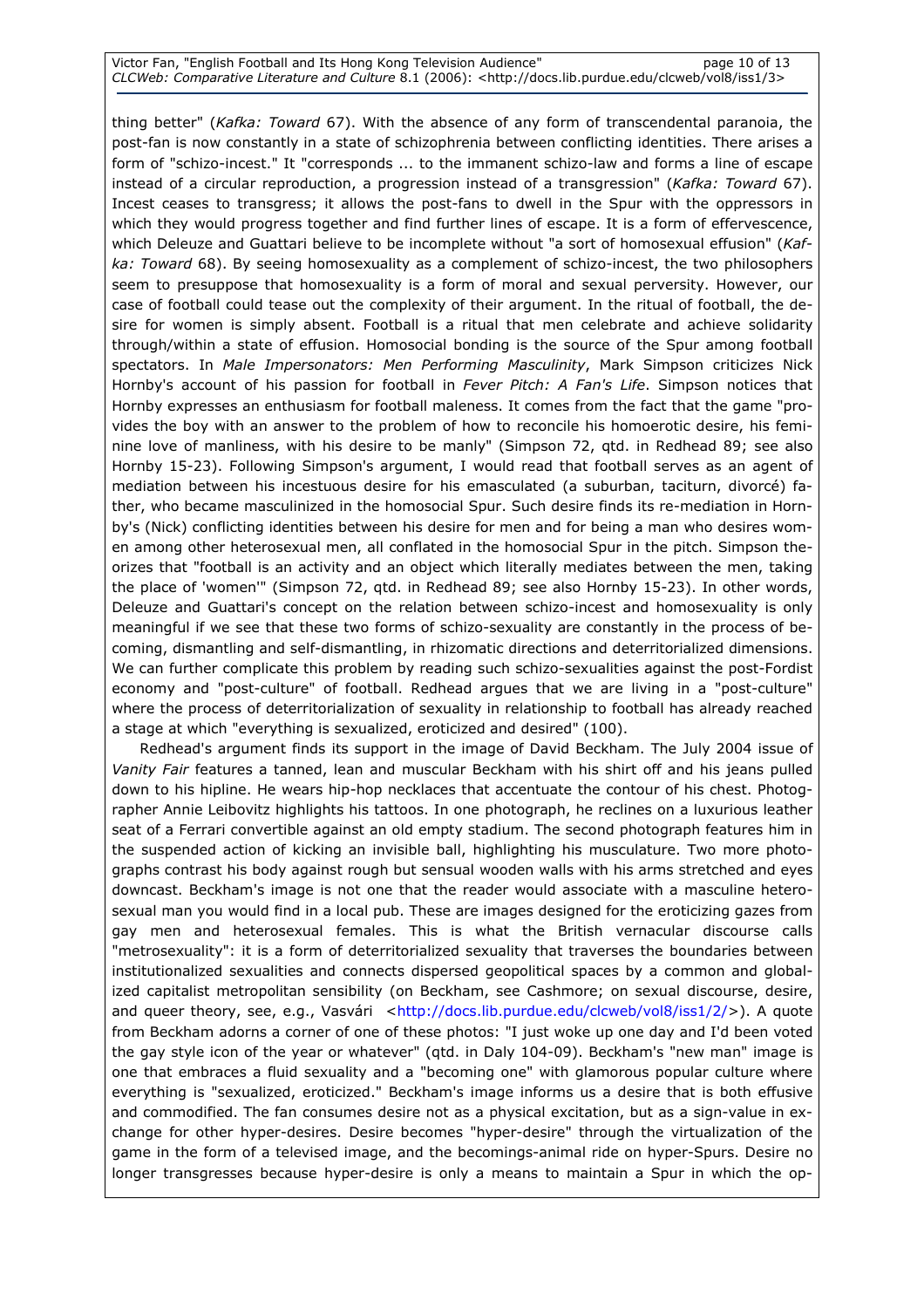thing better" (*Kafka: Toward* 67). With the absence of any form of transcendental paranoia, the post-fan is now constantly in a state of schizophrenia between conflicting identities. There arises a form of "schizo-incest." It "corresponds ... to the immanent schizo-law and forms a line of escape instead of a circular reproduction, a progression instead of a transgression" (*Kafka: Toward* 67). Incest ceases to transgress; it allows the post-fans to dwell in the Spur with the oppressors in which they would progress together and find further lines of escape. It is a form of effervescence, which Deleuze and Guattari believe to be incomplete without "a sort of homosexual effusion" (*Kafka: Toward* 68). By seeing homosexuality as a complement of schizo-incest, the two philosophers seem to presuppose that homosexuality is a form of moral and sexual perversity. However, our case of football could tease out the complexity of their argument. In the ritual of football, the desire for women is simply absent. Football is a ritual that men celebrate and achieve solidarity through/within a state of effusion. Homosocial bonding is the source of the Spur among football spectators. In *Male Impersonators: Men Performing Masculinity*, Mark Simpson criticizes Nick Hornby's account of his passion for football in *Fever Pitch: A Fan's Life*. Simpson notices that Hornby expresses an enthusiasm for football maleness. It comes from the fact that the game "provides the boy with an answer to the problem of how to reconcile his homoerotic desire, his feminine love of manliness, with his desire to be manly" (Simpson 72, qtd. in Redhead 89; see also Hornby 15-23). Following Simpson's argument, I would read that football serves as an agent of mediation between his incestuous desire for his emasculated (a suburban, taciturn, divorcé) father, who became masculinized in the homosocial Spur. Such desire finds its re-mediation in Hornby's (Nick) conflicting identities between his desire for men and for being a man who desires women among other heterosexual men, all conflated in the homosocial Spur in the pitch. Simpson theorizes that "football is an activity and an object which literally mediates between the men, taking the place of 'women'" (Simpson 72, qtd. in Redhead 89; see also Hornby 15-23). In other words, Deleuze and Guattari's concept on the relation between schizo-incest and homosexuality is only meaningful if we see that these two forms of schizo-sexuality are constantly in the process of becoming, dismantling and self-dismantling, in rhizomatic directions and deterritorialized dimensions. We can further complicate this problem by reading such schizo-sexualities against the post-Fordist economy and "post-culture" of football. Redhead argues that we are living in a "post-culture" where the process of deterritorialization of sexuality in relationship to football has already reached a stage at which "everything is sexualized, eroticized and desired" (100).

Redhead's argument finds its support in the image of David Beckham. The July 2004 issue of *Vanity Fair* features a tanned, lean and muscular Beckham with his shirt off and his jeans pulled down to his hipline. He wears hip-hop necklaces that accentuate the contour of his chest. Photographer Annie Leibovitz highlights his tattoos. In one photograph, he reclines on a luxurious leather seat of a Ferrari convertible against an old empty stadium. The second photograph features him in the suspended action of kicking an invisible ball, highlighting his musculature. Two more photographs contrast his body against rough but sensual wooden walls with his arms stretched and eyes downcast. Beckham's image is not one that the reader would associate with a masculine heterosexual man you would find in a local pub. These are images designed for the eroticizing gazes from gay men and heterosexual females. This is what the British vernacular discourse calls "metrosexuality": it is a form of deterritorialized sexuality that traverses the boundaries between institutionalized sexualities and connects dispersed geopolitical spaces by a common and globalized capitalist metropolitan sensibility (on Beckham, see Cashmore; on sexual discourse, desire, and queer theory, see, e.g., Vasvári <http://docs.lib.purdue.edu/clcweb/vol8/iss1/2/>). A quote from Beckham adorns a corner of one of these photos: "I just woke up one day and I'd been voted the gay style icon of the year or whatever" (qtd. in Daly 104-09). Beckham's "new man" image is one that embraces a fluid sexuality and a "becoming one" with glamorous popular culture where everything is "sexualized, eroticized." Beckham's image informs us a desire that is both effusive and commodified. The fan consumes desire not as a physical excitation, but as a sign-value in exchange for other hyper-desires. Desire becomes "hyper-desire" through the virtualization of the game in the form of a televised image, and the becomings-animal ride on hyper-Spurs. Desire no longer transgresses because hyper-desire is only a means to maintain a Spur in which the op-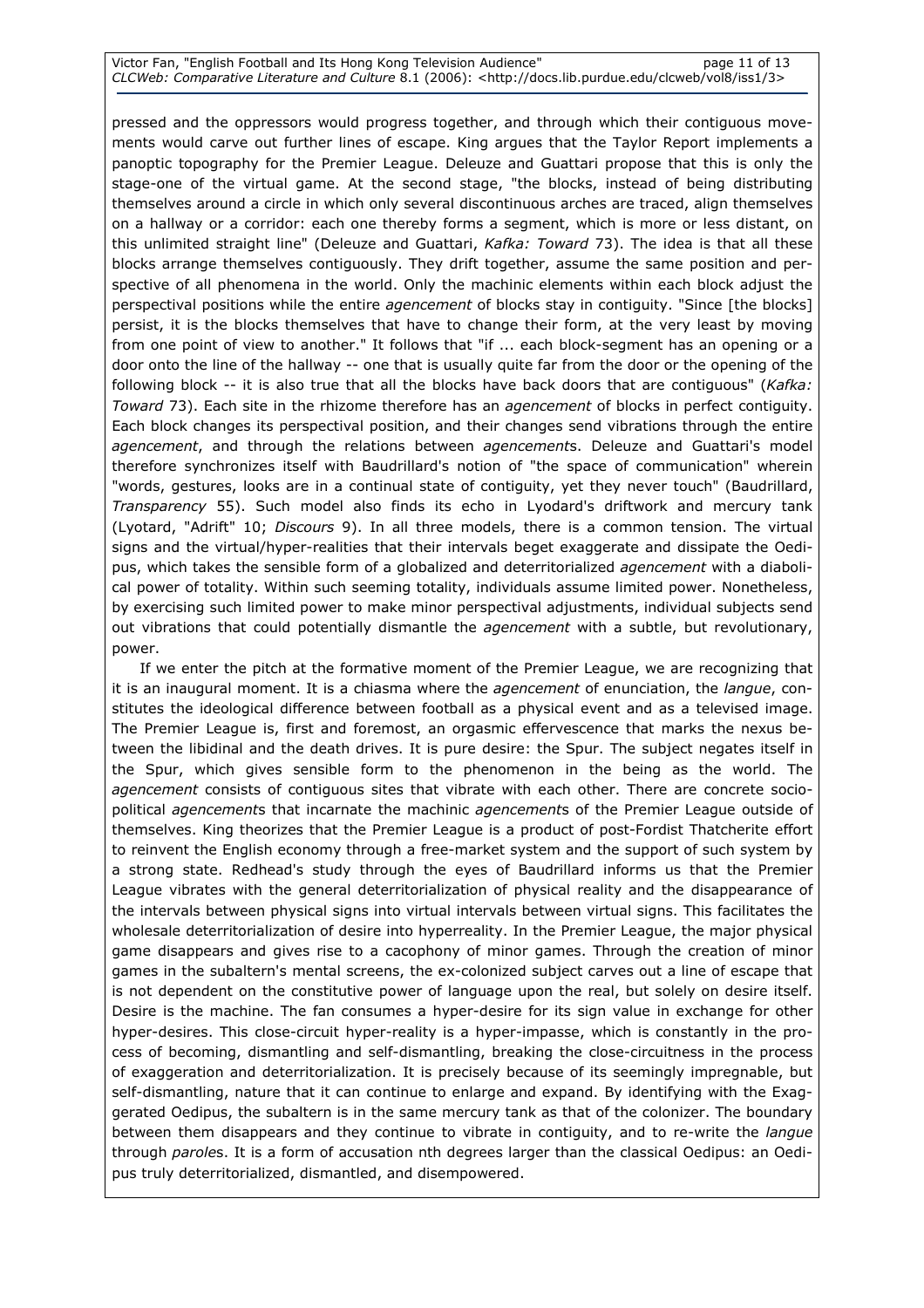pressed and the oppressors would progress together, and through which their contiguous movements would carve out further lines of escape. King argues that the Taylor Report implements a panoptic topography for the Premier League. Deleuze and Guattari propose that this is only the stage-one of the virtual game. At the second stage, "the blocks, instead of being distributing themselves around a circle in which only several discontinuous arches are traced, align themselves on a hallway or a corridor: each one thereby forms a segment, which is more or less distant, on this unlimited straight line" (Deleuze and Guattari, *Kafka: Toward* 73). The idea is that all these blocks arrange themselves contiguously. They drift together, assume the same position and perspective of all phenomena in the world. Only the machinic elements within each block adjust the perspectival positions while the entire *agencement* of blocks stay in contiguity. "Since [the blocks] persist, it is the blocks themselves that have to change their form, at the very least by moving from one point of view to another." It follows that "if ... each block-segment has an opening or a door onto the line of the hallway -- one that is usually quite far from the door or the opening of the following block -- it is also true that all the blocks have back doors that are contiguous" (*Kafka: Toward* 73). Each site in the rhizome therefore has an *agencement* of blocks in perfect contiguity. Each block changes its perspectival position, and their changes send vibrations through the entire *agencement*, and through the relations between *agencements*. Deleuze and Guattari's model therefore synchronizes itself with Baudrillard's notion of "the space of communication" wherein "words, gestures, looks are in a continual state of contiguity, yet they never touch" (Baudrillard, *Transparency* 55). Such model also finds its echo in Lyodard's driftwork and mercury tank (Lyotard, "Adrift" 10; *Discours* 9). In all three models, there is a common tension. The virtual signs and the virtual/hyper-realities that their intervals beget exaggerate and dissipate the Oedipus, which takes the sensible form of a globalized and deterritorialized *agencement* with a diabolical power of totality. Within such seeming totality, individuals assume limited power. Nonetheless, by exercising such limited power to make minor perspectival adjustments, individual subjects send out vibrations that could potentially dismantle the *agencement* with a subtle, but revolutionary, power.

If we enter the pitch at the formative moment of the Premier League, we are recognizing that it is an inaugural moment. It is a chiasma where the *agencement* of enunciation, the *langue*, constitutes the ideological difference between football as a physical event and as a televised image. The Premier League is, first and foremost, an orgasmic effervescence that marks the nexus between the libidinal and the death drives. It is pure desire: the Spur. The subject negates itself in the Spur, which gives sensible form to the phenomenon in the being as the world. The *agencement* consists of contiguous sites that vibrate with each other. There are concrete sociopolitical *agencement*s that incarnate the machinic *agencement*s of the Premier League outside of themselves. King theorizes that the Premier League is a product of post-Fordist Thatcherite effort to reinvent the English economy through a free-market system and the support of such system by a strong state. Redhead's study through the eyes of Baudrillard informs us that the Premier League vibrates with the general deterritorialization of physical reality and the disappearance of the intervals between physical signs into virtual intervals between virtual signs. This facilitates the wholesale deterritorialization of desire into hyperreality. In the Premier League, the major physical game disappears and gives rise to a cacophony of minor games. Through the creation of minor games in the subaltern's mental screens, the ex-colonized subject carves out a line of escape that is not dependent on the constitutive power of language upon the real, but solely on desire itself. Desire is the machine. The fan consumes a hyper-desire for its sign value in exchange for other hyper-desires. This close-circuit hyper-reality is a hyper-impasse, which is constantly in the process of becoming, dismantling and self-dismantling, breaking the close-circuitness in the process of exaggeration and deterritorialization. It is precisely because of its seemingly impregnable, but self-dismantling, nature that it can continue to enlarge and expand. By identifying with the Exaggerated Oedipus, the subaltern is in the same mercury tank as that of the colonizer. The boundary between them disappears and they continue to vibrate in contiguity, and to re-write the *langue* through *parole*s. It is a form of accusation nth degrees larger than the classical Oedipus: an Oedipus truly deterritorialized, dismantled, and disempowered.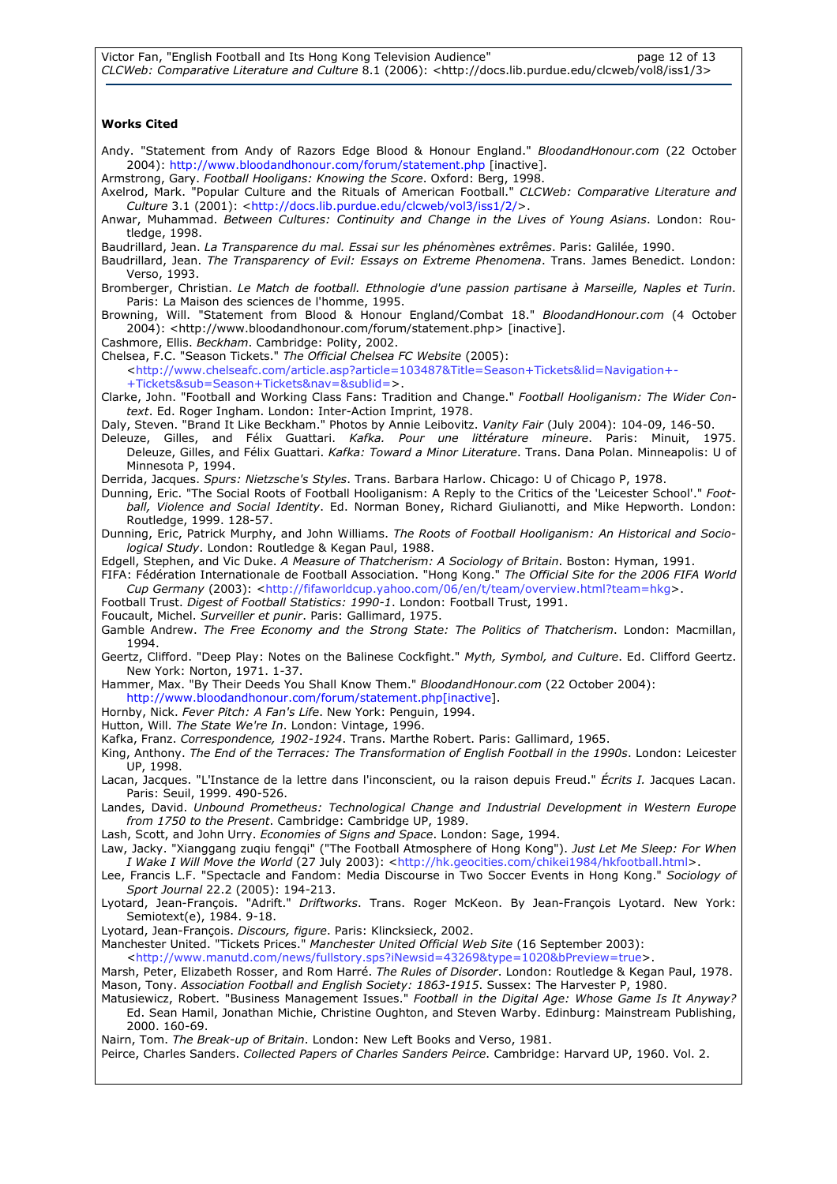**Works Cited**

Andy. "Statement from Andy of Razors Edge Blood & Honour England." *BloodandHonour.com* (22 October 2004): http://www.bloodandhonour.com/forum/statement.php [inactive].

Armstrong, Gary. *Football Hooligans: Knowing the Score*. Oxford: Berg, 1998.

Axelrod, Mark. "Popular Culture and the Rituals of American Football." *CLCWeb: Comparative Literature and Culture* 3.1 (2001): <http://docs.lib.purdue.edu/clcweb/vol3/iss1/2/>.

Anwar, Muhammad. *Between Cultures: Continuity and Change in the Lives of Young Asians*. London: Routledge, 1998.

Baudrillard, Jean. *La Transparence du mal. Essai sur les phénomènes extrêmes*. Paris: Galilée, 1990.

Baudrillard, Jean. *The Transparency of Evil: Essays on Extreme Phenomena*. Trans. James Benedict. London: Verso, 1993.

Bromberger, Christian. *Le Match de football. Ethnologie d'une passion partisane à Marseille, Naples et Turin*. Paris: La Maison des sciences de l'homme, 1995.

Browning, Will. "Statement from Blood & Honour England/Combat 18." *BloodandHonour.com* (4 October 2004): <http://www.bloodandhonour.com/forum/statement.php> [inactive].

Cashmore, Ellis. *Beckham*. Cambridge: Polity, 2002.

Chelsea, F.C. "Season Tickets." *The Official Chelsea FC Website* (2005): <http://www.chelseafc.com/article.asp?article=103487&Title=Season+Tickets&lid=Navigation+-+Tickets&sub=Season+Tickets&nav=&sublid=>.

Clarke, John. "Football and Working Class Fans: Tradition and Change." *Football Hooliganism: The Wider Context*. Ed. Roger Ingham. London: Inter-Action Imprint, 1978.

Daly, Steven. "Brand It Like Beckham." Photos by Annie Leibovitz. *Vanity Fair* (July 2004): 104-09, 146-50.

Deleuze, Gilles, and Félix Guattari. *Kafka. Pour une littérature mineure*. Paris: Minuit, 1975. Deleuze, Gilles, and Félix Guattari. *Kafka: Toward a Minor Literature*. Trans. Dana Polan. Minneapolis: U of Minnesota P, 1994.

Derrida, Jacques. *Spurs: Nietzsche's Styles*. Trans. Barbara Harlow. Chicago: U of Chicago P, 1978.

Dunning, Eric. "The Social Roots of Football Hooliganism: A Reply to the Critics of the 'Leicester School'." *Football, Violence and Social Identity*. Ed. Norman Boney, Richard Giulianotti, and Mike Hepworth. London: Routledge, 1999. 128-57.

Dunning, Eric, Patrick Murphy, and John Williams. *The Roots of Football Hooliganism: An Historical and Sociological Study*. London: Routledge & Kegan Paul, 1988.

Edgell, Stephen, and Vic Duke. *A Measure of Thatcherism: A Sociology of Britain*. Boston: Hyman, 1991.

FIFA: Fédération Internationale de Football Association. "Hong Kong." *The Official Site for the 2006 FIFA World Cup Germany* (2003): <http://fifaworldcup.yahoo.com/06/en/t/team/overview.html?team=hkg>.

Football Trust. *Digest of Football Statistics: 1990-1*. London: Football Trust, 1991.

Foucault, Michel. *Surveiller et punir*. Paris: Gallimard, 1975.

Gamble Andrew. *The Free Economy and the Strong State: The Politics of Thatcherism*. London: Macmillan, 1994.

Geertz, Clifford. "Deep Play: Notes on the Balinese Cockfight." *Myth, Symbol, and Culture*. Ed. Clifford Geertz. New York: Norton, 1971. 1-37.

Hammer, Max. "By Their Deeds You Shall Know Them." *BloodandHonour.com* (22 October 2004): http://www.bloodandhonour.com/forum/statement.php[inactive].

Hornby, Nick. *Fever Pitch: A Fan's Life*. New York: Penguin, 1994.

Hutton, Will. *The State We're In*. London: Vintage, 1996.

Kafka, Franz. *Correspondence, 1902-1924*. Trans. Marthe Robert. Paris: Gallimard, 1965.

King, Anthony. *The End of the Terraces: The Transformation of English Football in the 1990s*. London: Leicester UP, 1998.

Lacan, Jacques. "L'Instance de la lettre dans l'inconscient, ou la raison depuis Freud." *Écrits I.* Jacques Lacan. Paris: Seuil, 1999. 490-526.

Landes, David. *Unbound Prometheus: Technological Change and Industrial Development in Western Europe from 1750 to the Present*. Cambridge: Cambridge UP, 1989.

Lash, Scott, and John Urry. *Economies of Signs and Space*. London: Sage, 1994.

Law, Jacky. "Xianggang zuqiu fengqi" ("The Football Atmosphere of Hong Kong"). *Just Let Me Sleep: For When I Wake I Will Move the World* (27 July 2003): <http://hk.geocities.com/chikei1984/hkfootball.html>.

Lee, Francis L.F. "Spectacle and Fandom: Media Discourse in Two Soccer Events in Hong Kong." *Sociology of Sport Journal* 22.2 (2005): 194-213.

Lyotard, Jean-François. "Adrift." *Driftworks*. Trans. Roger McKeon. By Jean-François Lyotard. New York: Semiotext(e), 1984. 9-18.

Lyotard, Jean-François. *Discours, figure*. Paris: Klincksieck, 2002.

Manchester United. "Tickets Prices." *Manchester United Official Web Site* (16 September 2003): <http://www.manutd.com/news/fullstory.sps?iNewsid=43269&type=1020&bPreview=true>.

Marsh, Peter, Elizabeth Rosser, and Rom Harré. *The Rules of Disorder*. London: Routledge & Kegan Paul, 1978.

Mason, Tony. *Association Football and English Society: 1863-1915*. Sussex: The Harvester P, 1980.

Matusiewicz, Robert. "Business Management Issues." *Football in the Digital Age: Whose Game Is It Anyway?* Ed. Sean Hamil, Jonathan Michie, Christine Oughton, and Steven Warby. Edinburg: Mainstream Publishing, 2000. 160-69.

Nairn, Tom. *The Break-up of Britain*. London: New Left Books and Verso, 1981.

Peirce, Charles Sanders. *Collected Papers of Charles Sanders Peirce*. Cambridge: Harvard UP, 1960. Vol. 2.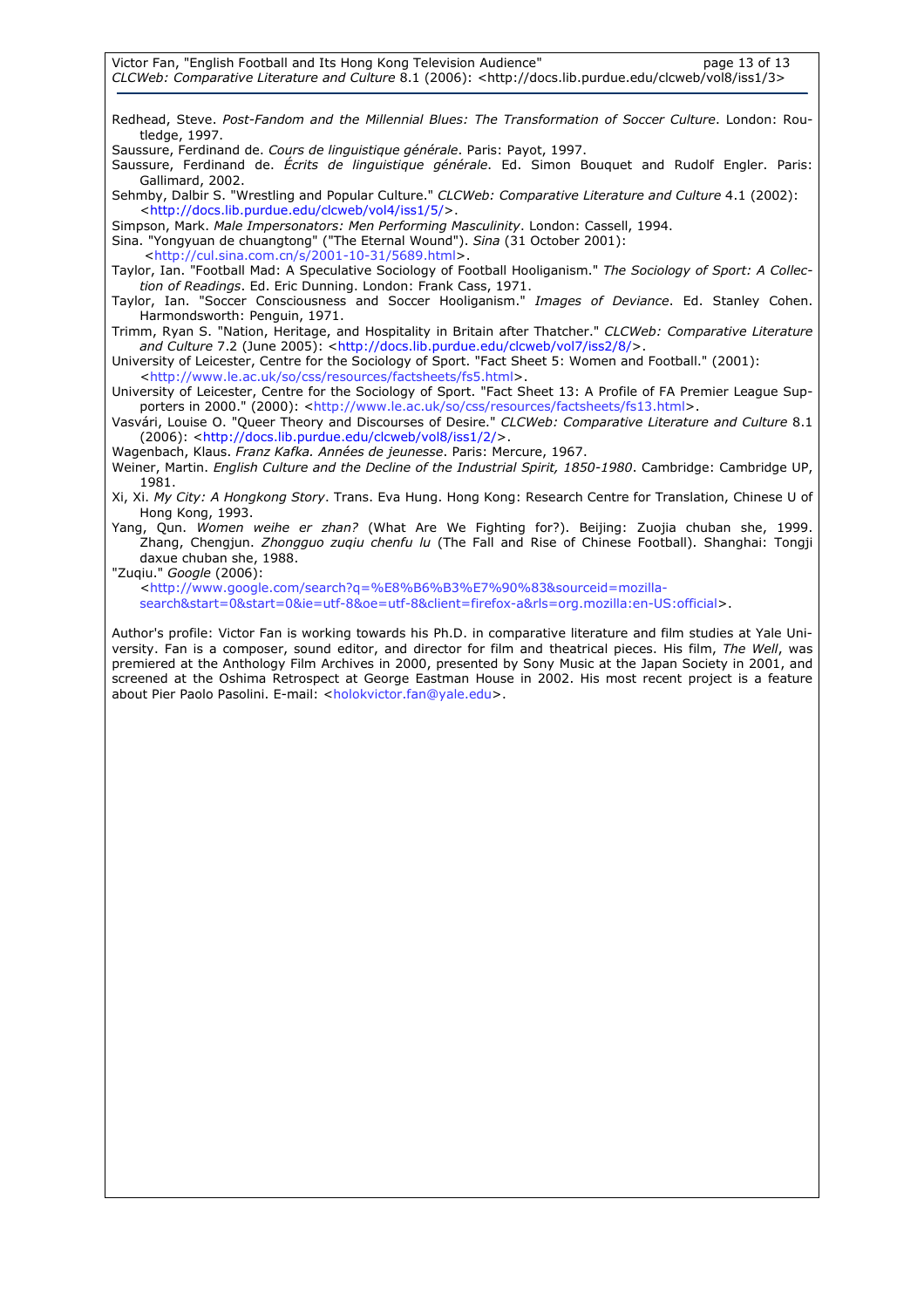Redhead, Steve. *Post-Fandom and the Millennial Blues: The Transformation of Soccer Culture*. London: Routledge, 1997.

Saussure, Ferdinand de. *Cours de linguistique générale*. Paris: Payot, 1997.

Saussure, Ferdinand de. *Écrits de linguistique générale*. Ed. Simon Bouquet and Rudolf Engler. Paris: Gallimard, 2002.

Sehmby, Dalbir S. "Wrestling and Popular Culture." *CLCWeb: Comparative Literature and Culture* 4.1 (2002): <http://docs.lib.purdue.edu/clcweb/vol4/iss1/5/>.

Simpson, Mark. *Male Impersonators: Men Performing Masculinity*. London: Cassell, 1994.

Sina. "Yongyuan de chuangtong" ("The Eternal Wound"). *Sina* (31 October 2001): <http://cul.sina.com.cn/s/2001-10-31/5689.html>.

Taylor, Ian. "Football Mad: A Speculative Sociology of Football Hooliganism." *The Sociology of Sport: A Collection of Readings*. Ed. Eric Dunning. London: Frank Cass, 1971.

Taylor, Ian. "Soccer Consciousness and Soccer Hooliganism." *Images of Deviance*. Ed. Stanley Cohen. Harmondsworth: Penguin, 1971.

Trimm, Ryan S. "Nation, Heritage, and Hospitality in Britain after Thatcher." *CLCWeb: Comparative Literature and Culture* 7.2 (June 2005): <http://docs.lib.purdue.edu/clcweb/vol7/iss2/8/>.

University of Leicester, Centre for the Sociology of Sport. "Fact Sheet 5: Women and Football." (2001): <http://www.le.ac.uk/so/css/resources/factsheets/fs5.html>.

University of Leicester, Centre for the Sociology of Sport. "Fact Sheet 13: A Profile of FA Premier League Supporters in 2000." (2000): <http://www.le.ac.uk/so/css/resources/factsheets/fs13.html>.

Vasvári, Louise O. "Queer Theory and Discourses of Desire." *CLCWeb: Comparative Literature and Culture* 8.1 (2006): <http://docs.lib.purdue.edu/clcweb/vol8/iss1/2/>.

Wagenbach, Klaus. *Franz Kafka. Années de jeunesse*. Paris: Mercure, 1967.

Weiner, Martin. *English Culture and the Decline of the Industrial Spirit, 1850-1980*. Cambridge: Cambridge UP, 1981.

Xi, Xi. *My City: A Hongkong Story*. Trans. Eva Hung. Hong Kong: Research Centre for Translation, Chinese U of Hong Kong, 1993.

Yang, Qun. *Women weihe er zhan?* (What Are We Fighting for?). Beijing: Zuojia chuban she, 1999.

Zhang, Chengjun. *Zhongguo zuqiu chenfu lu* (The Fall and Rise of Chinese Football). Shanghai: Tongji daxue chuban she, 1988.

"Zuqiu." *Google* (2006): <http://www.google.com/search?q=%E8%B6%B3%E7%90%83&sourceid=mozilla-search&start=0&start=0&ie=utf-8&oe=utf-8&client=firefox-a&rls=org.mozilla:en-US:official>.

Author's profile: Victor Fan is working towards his Ph.D. in comparative literature and film studies at Yale University. Fan is a composer, sound editor, and director for film and theatrical pieces. His film, *The Well*, was premiered at the Anthology Film Archives in 2000, presented by Sony Music at the Japan Society in 2001, and screened at the Oshima Retrospect at George Eastman House in 2002. His most recent project is a feature about Pier Paolo Pasolini. E-mail: <holokvictor.fan@yale.edu>.